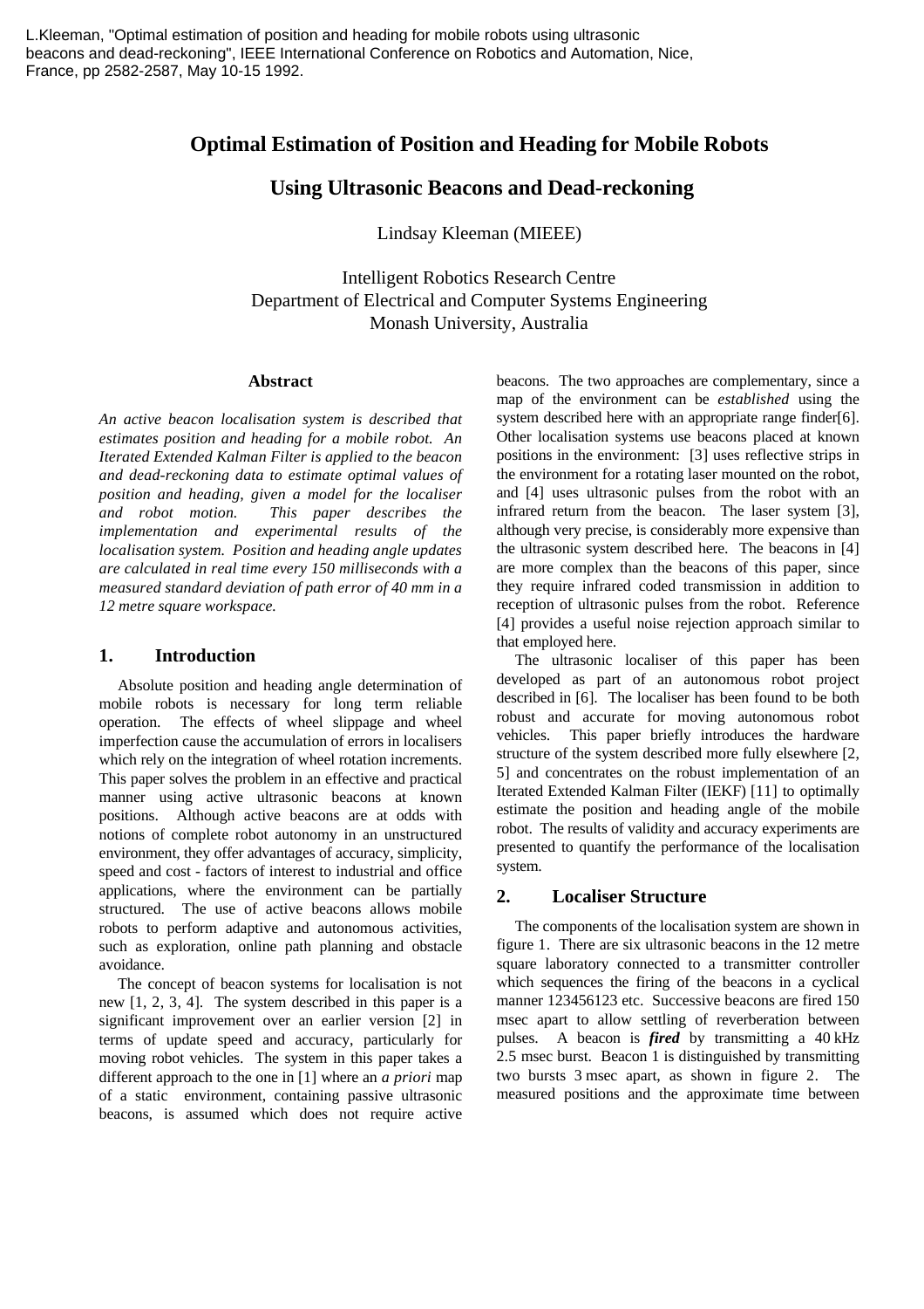L.Kleeman, "Optimal estimation of position and heading for mobile robots using ultrasonic beacons and dead-reckoning", IEEE International Conference on Robotics and Automation, Nice, France, pp 2582-2587, May 10-15 1992.

# Optimal Estimation of Position and Heading for Mobile Robots Using Ultrasonic Beacons and Dead-reckoning

Lindsay Kleeman (MIEEE)

Intelligent Robotics Research Centre
Department of Electrical and Computer Systems Engineering
Monash University, Australia

## Abstract

*An active beacon localisation system is described that estimates position and heading for a mobile robot. An Iterated Extended Kalman Filter is applied to the beacon and dead-reckoning data to estimate optimal values of position and heading, given a model for the localiser and robot motion. This paper describes the implementation and experimental results of the localisation system. Position and heading angle updates are calculated in real time every 150 milliseconds with a measured standard deviation of path error of 40 mm in a 12 metre square workspace.*

## 1. Introduction

Absolute position and heading angle determination of mobile robots is necessary for long term reliable operation. The effects of wheel slippage and wheel imperfection cause the accumulation of errors in localisers which rely on the integration of wheel rotation increments. This paper solves the problem in an effective and practical manner using active ultrasonic beacons at known positions. Although active beacons are at odds with notions of complete robot autonomy in an unstructured environment, they offer advantages of accuracy, simplicity, speed and cost - factors of interest to industrial and office applications, where the environment can be partially structured. The use of active beacons allows mobile robots to perform adaptive and autonomous activities, such as exploration, online path planning and obstacle avoidance.

The concept of beacon systems for localisation is not new [1, 2, 3, 4]. The system described in this paper is a significant improvement over an earlier version [2] in terms of update speed and accuracy, particularly for moving robot vehicles. The system in this paper takes a different approach to the one in [1] where an *a priori* map of a static environment, containing passive ultrasonic beacons, is assumed which does not require active beacons. The two approaches are complementary, since a map of the environment can be *established* using the system described here with an appropriate range finder[6]. Other localisation systems use beacons placed at known positions in the environment: [3] uses reflective strips in the environment for a rotating laser mounted on the robot, and [4] uses ultrasonic pulses from the robot with an infrared return from the beacon. The laser system [3], although very precise, is considerably more expensive than the ultrasonic system described here. The beacons in [4] are more complex than the beacons of this paper, since they require infrared coded transmission in addition to reception of ultrasonic pulses from the robot. Reference [4] provides a useful noise rejection approach similar to that employed here.

The ultrasonic localiser of this paper has been developed as part of an autonomous robot project described in [6]. The localiser has been found to be both robust and accurate for moving autonomous robot vehicles. This paper briefly introduces the hardware structure of the system described more fully elsewhere [2, 5] and concentrates on the robust implementation of an Iterated Extended Kalman Filter (IEKF) [11] to optimally estimate the position and heading angle of the mobile robot. The results of validity and accuracy experiments are presented to quantify the performance of the localisation system.

## 2. Localiser Structure

The components of the localisation system are shown in figure 1. There are six ultrasonic beacons in the 12 metre square laboratory connected to a transmitter controller which sequences the firing of the beacons in a cyclical manner 123456123 etc. Successive beacons are fired 150 msec apart to allow settling of reverberation between pulses. A beacon is ***fired*** by transmitting a 40 kHz 2.5 msec burst. Beacon 1 is distinguished by transmitting two bursts 3 msec apart, as shown in figure 2. The measured positions and the approximate time between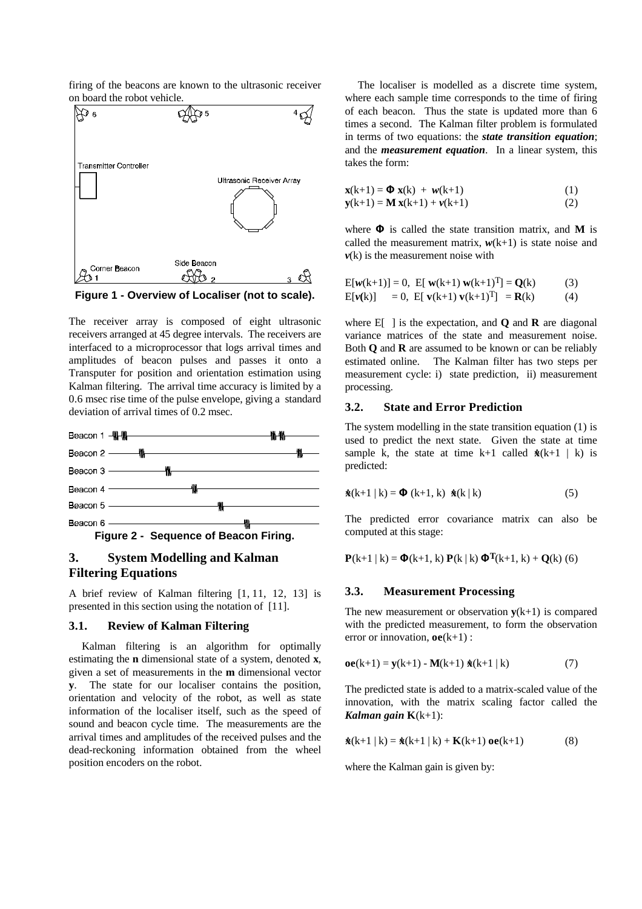firing of the beacons are known to the ultrasonic receiver on board the robot vehicle.

**Figure 1 - Overview of Localiser (not to scale).**

The receiver array is composed of eight ultrasonic receivers arranged at 45 degree intervals. The receivers are interfaced to a microprocessor that logs arrival times and amplitudes of beacon pulses and passes it onto a Transputer for position and orientation estimation using Kalman filtering. The arrival time accuracy is limited by a 0.6 msec rise time of the pulse envelope, giving a standard deviation of arrival times of 0.2 msec.

**Figure 2 - Sequence of Beacon Firing.**

## 3. System Modelling and Kalman Filtering Equations

A brief review of Kalman filtering [1, 11, 12, 13] is presented in this section using the notation of [11].

### 3.1. Review of Kalman Filtering

Kalman filtering is an algorithm for optimally estimating the **n** dimensional state of a system, denoted **x**, given a set of measurements in the **m** dimensional vector **y**. The state for our localiser contains the position, orientation and velocity of the robot, as well as state information of the localiser itself, such as the speed of sound and beacon cycle time. The measurements are the arrival times and amplitudes of the received pulses and the dead-reckoning information obtained from the wheel position encoders on the robot.

The localiser is modelled as a discrete time system, where each sample time corresponds to the time of firing of each beacon. Thus the state is updated more than 6 times a second. The Kalman filter problem is formulated in terms of two equations: the ***state transition equation***; and the ***measurement equation***. In a linear system, this takes the form:

$$\mathbf{x}(k+1) = \mathbf{\Phi}\,\mathbf{x}(k) + \boldsymbol{w}(k+1) \tag{1}$$

$$\mathbf{y}(k+1) = \mathbf{M}\,\mathbf{x}(k+1) + \boldsymbol{v}(k+1) \tag{2}$$

where $\mathbf{\Phi}$ is called the state transition matrix, and **M** is called the measurement matrix, $\boldsymbol{w}(k+1)$ is state noise and $\boldsymbol{v}(k)$ is the measurement noise with

$$E[\boldsymbol{w}(k+1)] = 0,\ \ E[\,\mathbf{w}(k+1)\,\mathbf{w}(k+1)^T] = \mathbf{Q}(k) \tag{3}$$

$$E[\boldsymbol{v}(k)] = 0,\ \ E[\,\mathbf{v}(k+1)\,\mathbf{v}(k+1)^T] = \mathbf{R}(k) \tag{4}$$

where E[ ] is the expectation, and **Q** and **R** are diagonal variance matrices of the state and measurement noise. Both **Q** and **R** are assumed to be known or can be reliably estimated online. The Kalman filter has two steps per measurement cycle: i) state prediction, ii) measurement processing.

### 3.2. State and Error Prediction

The system modelling in the state transition equation (1) is used to predict the next state. Given the state at time sample k, the state at time k+1 called $\hat{\mathbf{x}}(k+1 \mid k)$ is predicted:

$$\hat{\mathbf{x}}(k+1 \mid k) = \mathbf{\Phi}\,(k+1, k)\ \hat{\mathbf{x}}(k \mid k) \tag{5}$$

The predicted error covariance matrix can also be computed at this stage:

$$\mathbf{P}(k+1 \mid k) = \mathbf{\Phi}(k+1, k)\,\mathbf{P}(k \mid k)\,\mathbf{\Phi}^{\mathbf{T}}(k+1, k) + \mathbf{Q}(k) \tag{6}$$

### 3.3. Measurement Processing

The new measurement or observation $\mathbf{y}(k+1)$ is compared with the predicted measurement, to form the observation error or innovation, $\mathbf{oe}(k+1)$ :

$$\mathbf{oe}(k+1) = \mathbf{y}(k+1) - \mathbf{M}(k+1)\,\hat{\mathbf{x}}(k+1 \mid k) \tag{7}$$

The predicted state is added to a matrix-scaled value of the innovation, with the matrix scaling factor called the ***Kalman gain*** $\mathbf{K}(k+1)$:

$$\hat{\mathbf{x}}(k+1 \mid k) = \hat{\mathbf{x}}(k+1 \mid k) + \mathbf{K}(k+1)\,\mathbf{oe}(k+1) \tag{8}$$

where the Kalman gain is given by: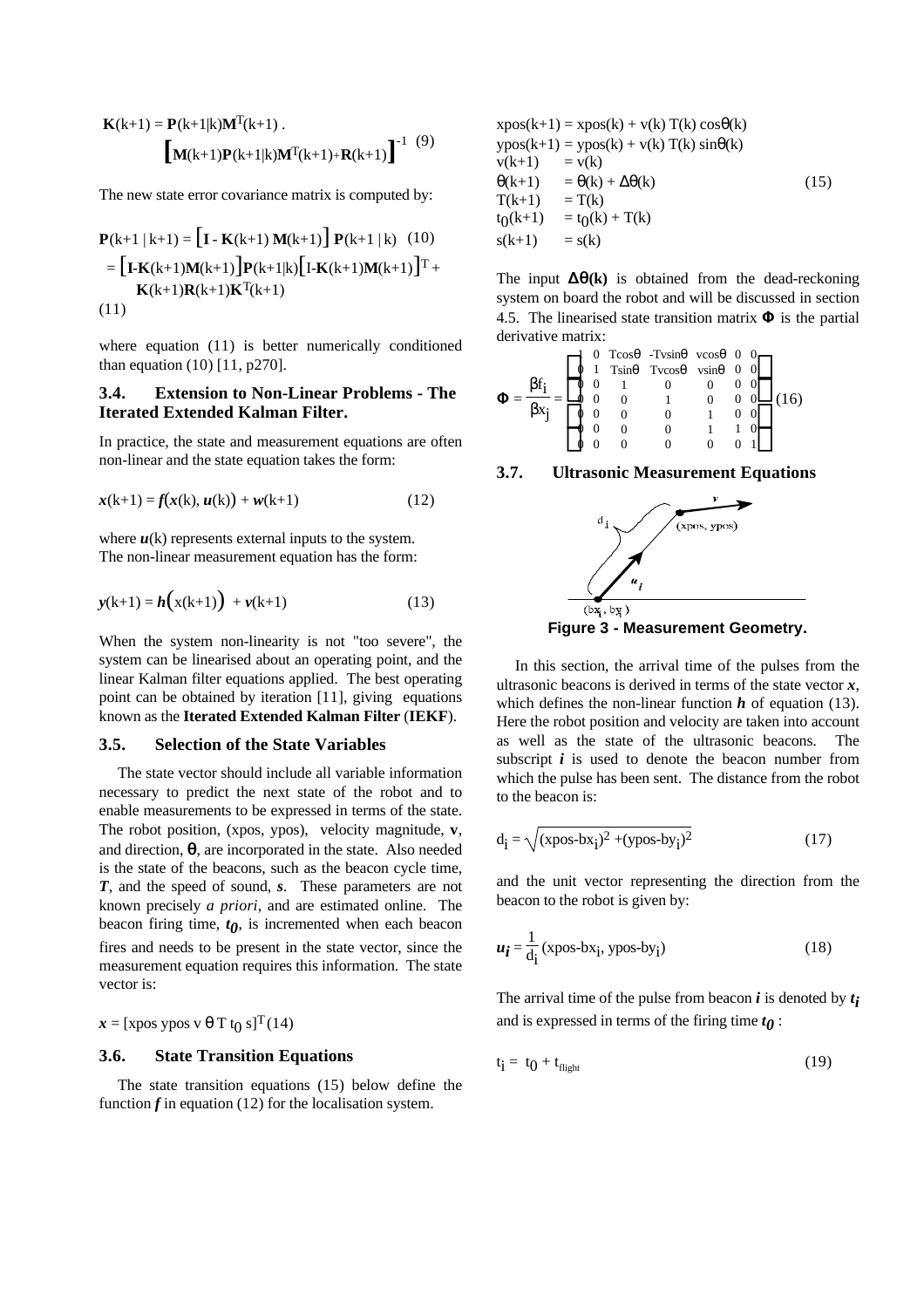$$\mathbf{K}(k+1) = \mathbf{P}(k+1|k)\mathbf{M}^T(k+1) \cdot \left[\mathbf{M}(k+1)\mathbf{P}(k+1|k)\mathbf{M}^T(k+1)+\mathbf{R}(k+1)\right]^{-1} \quad (9)$$

The new state error covariance matrix is computed by:

$$\mathbf{P}(k+1\,|\,k+1) = \left[\mathbf{I} - \mathbf{K}(k+1)\,\mathbf{M}(k+1)\right]\mathbf{P}(k+1\,|\,k) \quad (10)$$

$$= \left[\mathbf{I}\text{-}\mathbf{K}(k+1)\mathbf{M}(k+1)\right]\mathbf{P}(k+1|k)\left[\mathbf{I}\text{-}\mathbf{K}(k+1)\mathbf{M}(k+1)\right]^T + \mathbf{K}(k+1)\mathbf{R}(k+1)\mathbf{K}^T(k+1)$$
(11)

where equation (11) is better numerically conditioned than equation (10) [11, p270].

### 3.4. Extension to Non-Linear Problems - The Iterated Extended Kalman Filter.

In practice, the state and measurement equations are often non-linear and the state equation takes the form:

$$\boldsymbol{x}(k+1) = \boldsymbol{f}(\boldsymbol{x}(k), \boldsymbol{u}(k)) + \boldsymbol{w}(k+1) \quad (12)$$

where $\boldsymbol{u}(k)$ represents external inputs to the system.
The non-linear measurement equation has the form:

$$\boldsymbol{y}(k+1) = \boldsymbol{h}\big(x(k+1)\big) + \boldsymbol{v}(k+1) \quad (13)$$

When the system non-linearity is not "too severe", the system can be linearised about an operating point, and the linear Kalman filter equations applied. The best operating point can be obtained by iteration [11], giving equations known as the **Iterated Extended Kalman Filter** (**IEKF**).

### 3.5. Selection of the State Variables

The state vector should include all variable information necessary to predict the next state of the robot and to enable measurements to be expressed in terms of the state. The robot position, (xpos, ypos), velocity magnitude, **v**, and direction, $\theta$, are incorporated in the state. Also needed is the state of the beacons, such as the beacon cycle time, ***T***, and the speed of sound, ***s***. These parameters are not known precisely *a priori*, and are estimated online. The beacon firing time, $t_0$, is incremented when each beacon fires and needs to be present in the state vector, since the measurement equation requires this information. The state vector is:

$$\boldsymbol{x} = [\text{xpos ypos v } \theta \text{ T } t_0 \text{ s}]^T \quad (14)$$

### 3.6. State Transition Equations

The state transition equations (15) below define the function $\boldsymbol{f}$ in equation (12) for the localisation system.

$$\begin{aligned}
\text{xpos}(k+1) &= \text{xpos}(k) + v(k)\,T(k)\cos\theta(k)\\
\text{ypos}(k+1) &= \text{ypos}(k) + v(k)\,T(k)\sin\theta(k)\\
v(k+1) &= v(k)\\
\theta(k+1) &= \theta(k) + \Delta\theta(k)\\
T(k+1) &= T(k)\\
t_0(k+1) &= t_0(k) + T(k)\\
s(k+1) &= s(k)
\end{aligned} \quad (15)$$

The input $\Delta\theta(k)$ is obtained from the dead-reckoning system on board the robot and will be discussed in section 4.5. The linearised state transition matrix $\Phi$ is the partial derivative matrix:

$$\Phi = \frac{\partial f_i}{\partial x_j} = \begin{bmatrix} 1 & 0 & T\cos\theta & -Tv\sin\theta & v\cos\theta & 0 & 0\\ 0 & 1 & T\sin\theta & Tv\cos\theta & v\sin\theta & 0 & 0\\ 0 & 0 & 1 & 0 & 0 & 0 & 0\\ 0 & 0 & 0 & 1 & 0 & 0 & 0\\ 0 & 0 & 0 & 0 & 1 & 0 & 0\\ 0 & 0 & 0 & 0 & 1 & 1 & 0\\ 0 & 0 & 0 & 0 & 0 & 0 & 1 \end{bmatrix} \quad (16)$$

### 3.7. Ultrasonic Measurement Equations

**Figure 3 - Measurement Geometry.**

In this section, the arrival time of the pulses from the ultrasonic beacons is derived in terms of the state vector $\boldsymbol{x}$, which defines the non-linear function $\boldsymbol{h}$ of equation (13). Here the robot position and velocity are taken into account as well as the state of the ultrasonic beacons. The subscript $\boldsymbol{i}$ is used to denote the beacon number from which the pulse has been sent. The distance from the robot to the beacon is:

$$d_i = \sqrt{(\text{xpos-bx}_i)^2 + (\text{ypos-by}_i)^2} \quad (17)$$

and the unit vector representing the direction from the beacon to the robot is given by:

$$\boldsymbol{u_i} = \frac{1}{d_i}(\text{xpos-bx}_i, \text{ypos-by}_i) \quad (18)$$

The arrival time of the pulse from beacon $\boldsymbol{i}$ is denoted by $\boldsymbol{t_i}$ and is expressed in terms of the firing time $\boldsymbol{t_0}$ :

$$t_i = t_0 + t_{flight} \quad (19)$$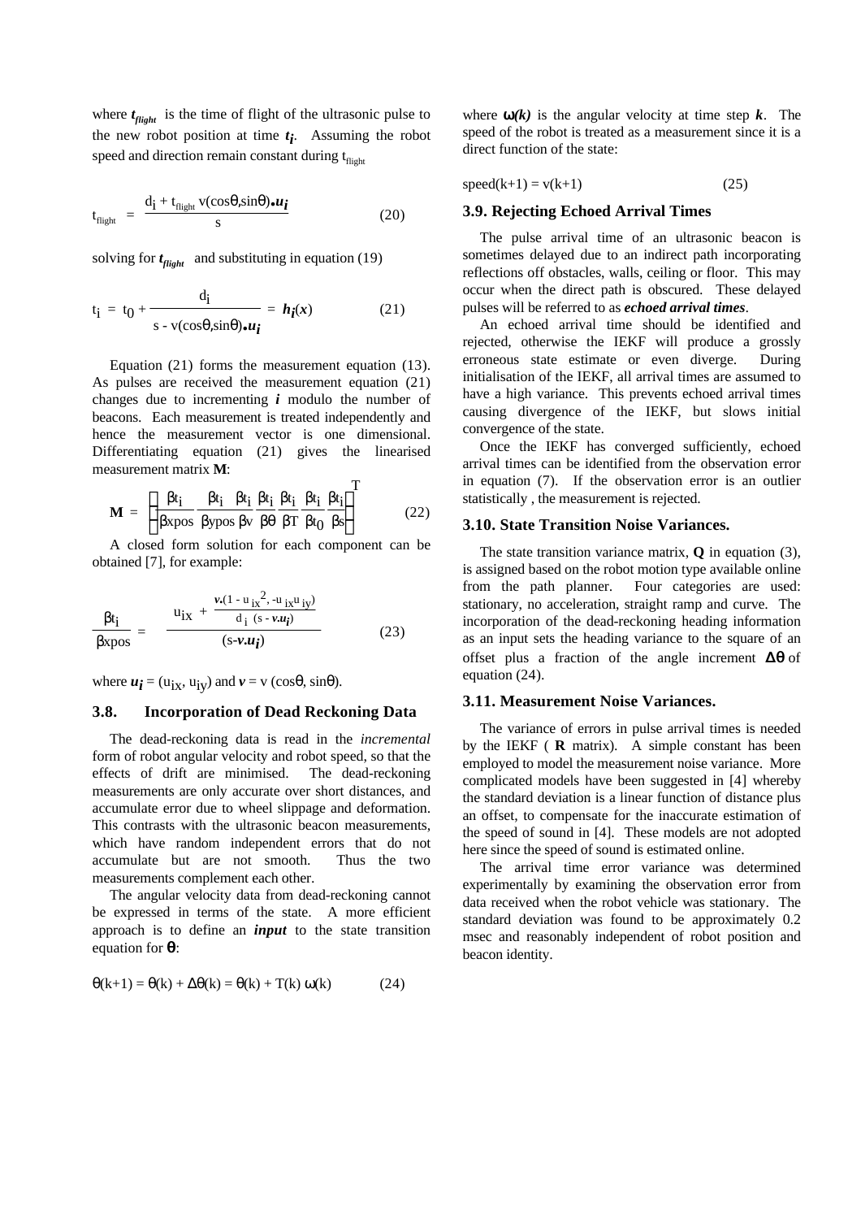where $t_{flight}$ is the time of flight of the ultrasonic pulse to the new robot position at time $t_i$. Assuming the robot speed and direction remain constant during $t_{flight}$

$$t_{flight} = \frac{d_i + t_{flight}\, v(\cos\theta, \sin\theta) \bullet \boldsymbol{u_i}}{s} \qquad (20)$$

solving for $t_{flight}$ and substituting in equation (19)

$$t_i = t_0 + \frac{d_i}{s - v(\cos\theta, \sin\theta) \bullet \boldsymbol{u_i}} = \boldsymbol{h_i}(\boldsymbol{x}) \qquad (21)$$

Equation (21) forms the measurement equation (13). As pulses are received the measurement equation (21) changes due to incrementing $i$ modulo the number of beacons. Each measurement is treated independently and hence the measurement vector is one dimensional. Differentiating equation (21) gives the linearised measurement matrix **M**:

$$\mathbf{M} = \left[ \frac{\partial t_i}{\partial xpos} \; \frac{\partial t_i}{\partial ypos} \; \frac{\partial t_i}{\partial v} \; \frac{\partial t_i}{\partial \theta} \; \frac{\partial t_i}{\partial T} \; \frac{\partial t_i}{\partial t_0} \; \frac{\partial t_i}{\partial s} \right]^T \qquad (22)$$

A closed form solution for each component can be obtained [7], for example:

$$\frac{\partial t_i}{\partial xpos} = \frac{u_{ix} + \dfrac{\boldsymbol{v} \bullet (1 - u_{ix}^2, -u_{ix}u_{iy})}{d_i\,(s - \boldsymbol{v}.\boldsymbol{u_i})}}{(s - \boldsymbol{v}.\boldsymbol{u_i})} \qquad (23)$$

where $\boldsymbol{u_i} = (u_{ix}, u_{iy})$ and $\boldsymbol{v} = v\,(\cos\theta, \sin\theta)$.

### 3.8. Incorporation of Dead Reckoning Data

The dead-reckoning data is read in the *incremental* form of robot angular velocity and robot speed, so that the effects of drift are minimised. The dead-reckoning measurements are only accurate over short distances, and accumulate error due to wheel slippage and deformation. This contrasts with the ultrasonic beacon measurements, which have random independent errors that do not accumulate but are not smooth. Thus the two measurements complement each other.

The angular velocity data from dead-reckoning cannot be expressed in terms of the state. A more efficient approach is to define an ***input*** to the state transition equation for $\theta$:

$$\theta(k+1) = \theta(k) + \Delta\theta(k) = \theta(k) + T(k)\,\omega(k) \qquad (24)$$

where $\omega(k)$ is the angular velocity at time step $k$. The speed of the robot is treated as a measurement since it is a direct function of the state:

$$\text{speed}(k+1) = v(k+1) \qquad (25)$$

### 3.9. Rejecting Echoed Arrival Times

The pulse arrival time of an ultrasonic beacon is sometimes delayed due to an indirect path incorporating reflections off obstacles, walls, ceiling or floor. This may occur when the direct path is obscured. These delayed pulses will be referred to as ***echoed arrival times***.

An echoed arrival time should be identified and rejected, otherwise the IEKF will produce a grossly erroneous state estimate or even diverge. During initialisation of the IEKF, all arrival times are assumed to have a high variance. This prevents echoed arrival times causing divergence of the IEKF, but slows initial convergence of the state.

Once the IEKF has converged sufficiently, echoed arrival times can be identified from the observation error in equation (7). If the observation error is an outlier statistically , the measurement is rejected.

### 3.10. State Transition Noise Variances.

The state transition variance matrix, **Q** in equation (3), is assigned based on the robot motion type available online from the path planner. Four categories are used: stationary, no acceleration, straight ramp and curve. The incorporation of the dead-reckoning heading information as an input sets the heading variance to the square of an offset plus a fraction of the angle increment $\Delta\theta$ of equation (24).

### 3.11. Measurement Noise Variances.

The variance of errors in pulse arrival times is needed by the IEKF ( **R** matrix). A simple constant has been employed to model the measurement noise variance. More complicated models have been suggested in [4] whereby the standard deviation is a linear function of distance plus an offset, to compensate for the inaccurate estimation of the speed of sound in [4]. These models are not adopted here since the speed of sound is estimated online.

The arrival time error variance was determined experimentally by examining the observation error from data received when the robot vehicle was stationary. The standard deviation was found to be approximately 0.2 msec and reasonably independent of robot position and beacon identity.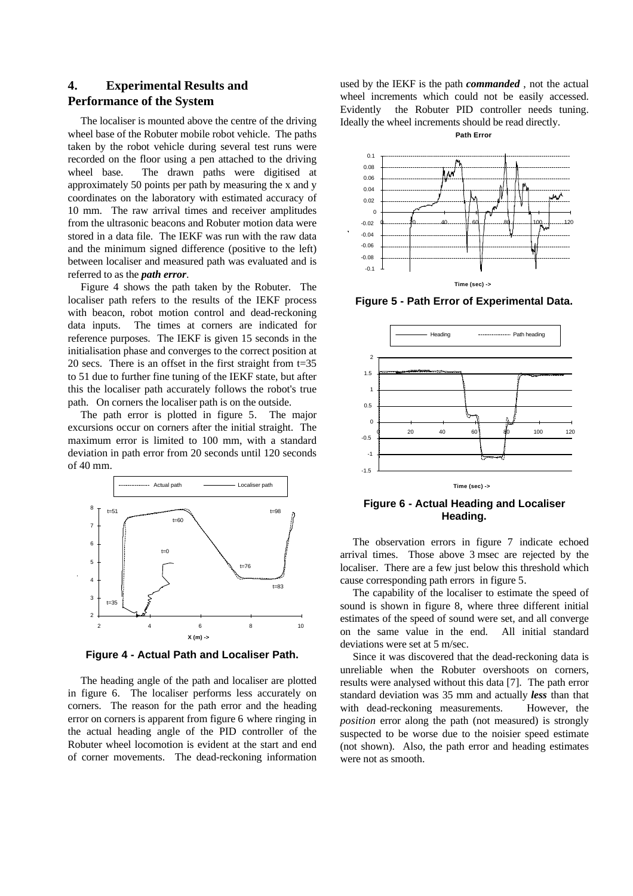## 4. Experimental Results and Performance of the System

The localiser is mounted above the centre of the driving wheel base of the Robuter mobile robot vehicle. The paths taken by the robot vehicle during several test runs were recorded on the floor using a pen attached to the driving wheel base. The drawn paths were digitised at approximately 50 points per path by measuring the x and y coordinates on the laboratory with estimated accuracy of 10 mm. The raw arrival times and receiver amplitudes from the ultrasonic beacons and Robuter motion data were stored in a data file. The IEKF was run with the raw data and the minimum signed difference (positive to the left) between localiser and measured path was evaluated and is referred to as the ***path error***.

Figure 4 shows the path taken by the Robuter. The localiser path refers to the results of the IEKF process with beacon, robot motion control and dead-reckoning data inputs. The times at corners are indicated for reference purposes. The IEKF is given 15 seconds in the initialisation phase and converges to the correct position at 20 secs. There is an offset in the first straight from t=35 to 51 due to further fine tuning of the IEKF state, but after this the localiser path accurately follows the robot's true path. On corners the localiser path is on the outside.

The path error is plotted in figure 5. The major excursions occur on corners after the initial straight. The maximum error is limited to 100 mm, with a standard deviation in path error from 20 seconds until 120 seconds of 40 mm.

**Figure 4 - Actual Path and Localiser Path.**

The heading angle of the path and localiser are plotted in figure 6. The localiser performs less accurately on corners. The reason for the path error and the heading error on corners is apparent from figure 6 where ringing in the actual heading angle of the PID controller of the Robuter wheel locomotion is evident at the start and end of corner movements. The dead-reckoning information used by the IEKF is the path ***commanded***, not the actual wheel increments which could not be easily accessed. Evidently the Robuter PID controller needs tuning. Ideally the wheel increments should be read directly.

**Figure 5 - Path Error of Experimental Data.**

**Figure 6 - Actual Heading and Localiser Heading.**

The observation errors in figure 7 indicate echoed arrival times. Those above 3 msec are rejected by the localiser. There are a few just below this threshold which cause corresponding path errors in figure 5.

The capability of the localiser to estimate the speed of sound is shown in figure 8, where three different initial estimates of the speed of sound were set, and all converge on the same value in the end. All initial standard deviations were set at 5 m/sec.

Since it was discovered that the dead-reckoning data is unreliable when the Robuter overshoots on corners, results were analysed without this data [7]. The path error standard deviation was 35 mm and actually ***less*** than that with dead-reckoning measurements. However, the *position* error along the path (not measured) is strongly suspected to be worse due to the noisier speed estimate (not shown). Also, the path error and heading estimates were not as smooth.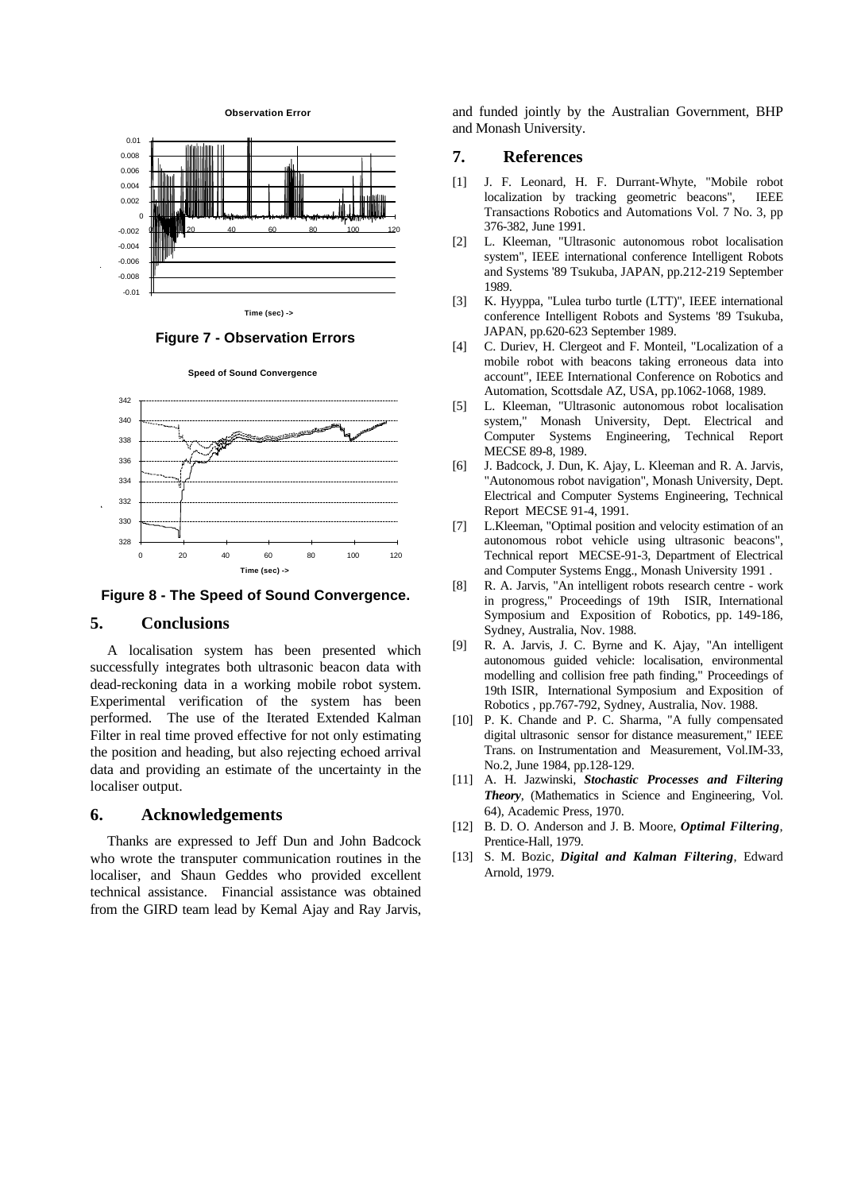Observation Error

0.01
0.008
0.006
0.004
0.002
0
-0.002
-0.004
-0.006
-0.008
-0.01

0 20 40 60 80 100 120

Time (sec) ->

**Figure 7 - Observation Errors**

Speed of Sound Convergence

342
340
338
336
334
332
330
328

0 20 40 60 80 100 120

Time (sec) ->

**Figure 8 - The Speed of Sound Convergence.**

## 5. Conclusions

A localisation system has been presented which successfully integrates both ultrasonic beacon data with dead-reckoning data in a working mobile robot system. Experimental verification of the system has been performed. The use of the Iterated Extended Kalman Filter in real time proved effective for not only estimating the position and heading, but also rejecting echoed arrival data and providing an estimate of the uncertainty in the localiser output.

## 6. Acknowledgements

Thanks are expressed to Jeff Dun and John Badcock who wrote the transputer communication routines in the localiser, and Shaun Geddes who provided excellent technical assistance. Financial assistance was obtained from the GIRD team lead by Kemal Ajay and Ray Jarvis, and funded jointly by the Australian Government, BHP and Monash University.

## 7. References

[1] J. F. Leonard, H. F. Durrant-Whyte, "Mobile robot localization by tracking geometric beacons", IEEE Transactions Robotics and Automations Vol. 7 No. 3, pp 376-382, June 1991.

[2] L. Kleeman, "Ultrasonic autonomous robot localisation system", IEEE international conference Intelligent Robots and Systems '89 Tsukuba, JAPAN, pp.212-219 September 1989.

[3] K. Hyyppa, "Lulea turbo turtle (LTT)", IEEE international conference Intelligent Robots and Systems '89 Tsukuba, JAPAN, pp.620-623 September 1989.

[4] C. Duriev, H. Clergeot and F. Monteil, "Localization of a mobile robot with beacons taking erroneous data into account", IEEE International Conference on Robotics and Automation, Scottsdale AZ, USA, pp.1062-1068, 1989.

[5] L. Kleeman, "Ultrasonic autonomous robot localisation system," Monash University, Dept. Electrical and Computer Systems Engineering, Technical Report MECSE 89-8, 1989.

[6] J. Badcock, J. Dun, K. Ajay, L. Kleeman and R. A. Jarvis, "Autonomous robot navigation", Monash University, Dept. Electrical and Computer Systems Engineering, Technical Report MECSE 91-4, 1991.

[7] L.Kleeman, "Optimal position and velocity estimation of an autonomous robot vehicle using ultrasonic beacons", Technical report MECSE-91-3, Department of Electrical and Computer Systems Engg., Monash University 1991 .

[8] R. A. Jarvis, "An intelligent robots research centre - work in progress," Proceedings of 19th ISIR, International Symposium and Exposition of Robotics, pp. 149-186, Sydney, Australia, Nov. 1988.

[9] R. A. Jarvis, J. C. Byrne and K. Ajay, "An intelligent autonomous guided vehicle: localisation, environmental modelling and collision free path finding," Proceedings of 19th ISIR, International Symposium and Exposition of Robotics , pp.767-792, Sydney, Australia, Nov. 1988.

[10] P. K. Chande and P. C. Sharma, "A fully compensated digital ultrasonic sensor for distance measurement," IEEE Trans. on Instrumentation and Measurement, Vol.IM-33, No.2, June 1984, pp.128-129.

[11] A. H. Jazwinski, ***Stochastic Processes and Filtering Theory***, (Mathematics in Science and Engineering, Vol. 64), Academic Press, 1970.

[12] B. D. O. Anderson and J. B. Moore, ***Optimal Filtering***, Prentice-Hall, 1979.

[13] S. M. Bozic, ***Digital and Kalman Filtering***, Edward Arnold, 1979.